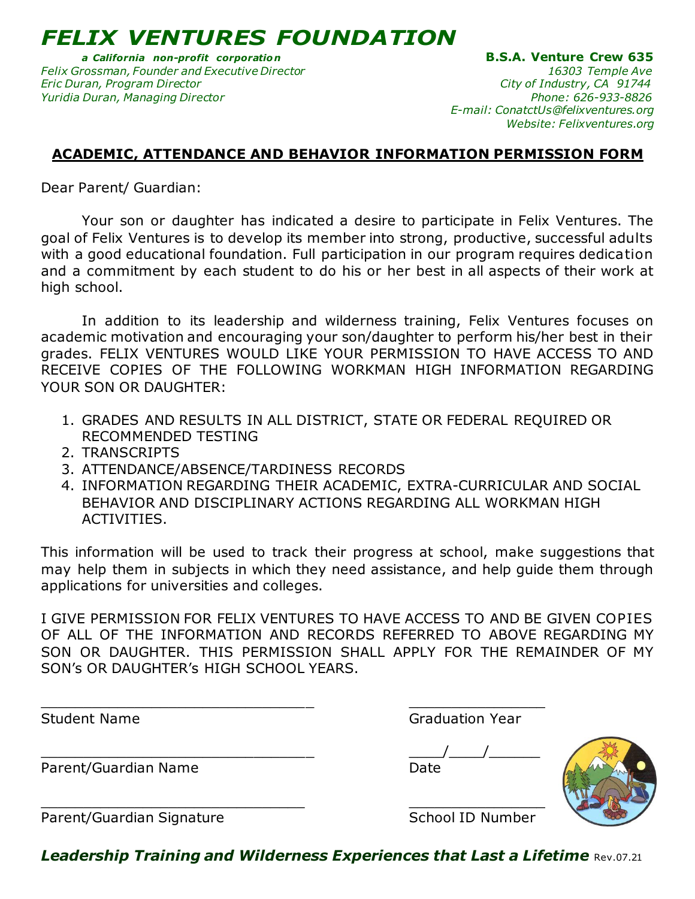# *FELIX VENTURES FOUNDATION*

***a California non-profit corporation***

*Felix Grossman, Founder and Executive Director*
*Eric Duran, Program Director*
*Yuridia Duran, Managing Director*

**B.S.A. Venture Crew 635**
*16303 Temple Ave*
*City of Industry, CA 91744*
*Phone: 626-933-8826*
*E-mail: ConatctUs@felixventures.org*
*Website: Felixventures.org*

## ACADEMIC, ATTENDANCE AND BEHAVIOR INFORMATION PERMISSION FORM

Dear Parent/ Guardian:

Your son or daughter has indicated a desire to participate in Felix Ventures. The goal of Felix Ventures is to develop its member into strong, productive, successful adults with a good educational foundation. Full participation in our program requires dedication and a commitment by each student to do his or her best in all aspects of their work at high school.

In addition to its leadership and wilderness training, Felix Ventures focuses on academic motivation and encouraging your son/daughter to perform his/her best in their grades. FELIX VENTURES WOULD LIKE YOUR PERMISSION TO HAVE ACCESS TO AND RECEIVE COPIES OF THE FOLLOWING WORKMAN HIGH INFORMATION REGARDING YOUR SON OR DAUGHTER:

1. GRADES AND RESULTS IN ALL DISTRICT, STATE OR FEDERAL REQUIRED OR RECOMMENDED TESTING
2. TRANSCRIPTS
3. ATTENDANCE/ABSENCE/TARDINESS RECORDS
4. INFORMATION REGARDING THEIR ACADEMIC, EXTRA-CURRICULAR AND SOCIAL BEHAVIOR AND DISCIPLINARY ACTIONS REGARDING ALL WORKMAN HIGH ACTIVITIES.

This information will be used to track their progress at school, make suggestions that may help them in subjects in which they need assistance, and help guide them through applications for universities and colleges.

I GIVE PERMISSION FOR FELIX VENTURES TO HAVE ACCESS TO AND BE GIVEN COPIES OF ALL OF THE INFORMATION AND RECORDS REFERRED TO ABOVE REGARDING MY SON OR DAUGHTER. THIS PERMISSION SHALL APPLY FOR THE REMAINDER OF MY SON's OR DAUGHTER's HIGH SCHOOL YEARS.

_______________________________ Student Name

_______________ Graduation Year

_______________________________ Parent/Guardian Name

____/____/______ Date

_______________________________ Parent/Guardian Signature

_______________ School ID Number

***Leadership Training and Wilderness Experiences that Last a Lifetime*** Rev.07.21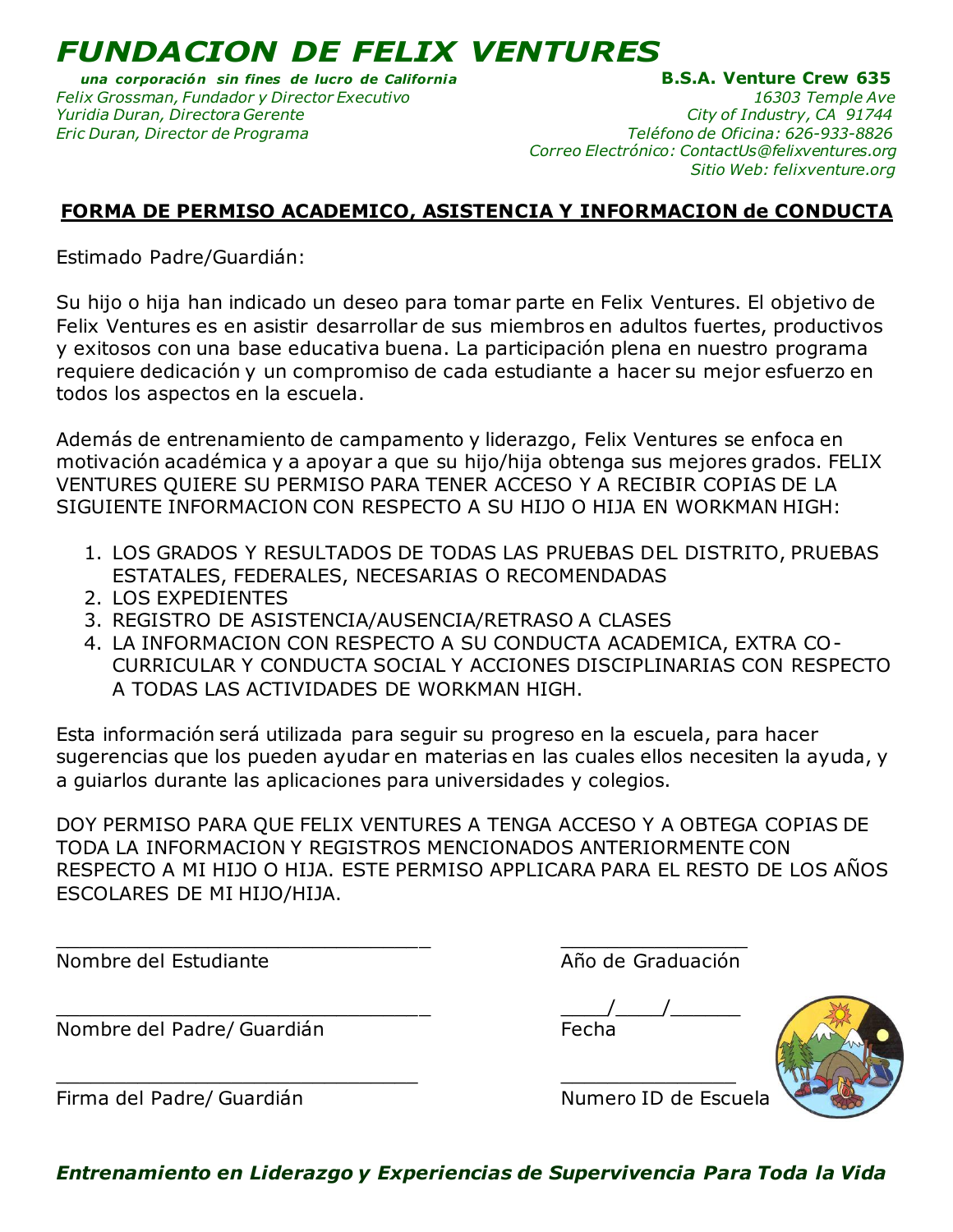# FUNDACION DE FELIX VENTURES

*una corporación sin fines de lucro de California*
*Felix Grossman, Fundador y Director Executivo*
*Yuridia Duran, Directora Gerente*
*Eric Duran, Director de Programa*

**B.S.A. Venture Crew 635**
*16303 Temple Ave*
*City of Industry, CA 91744*
*Teléfono de Oficina: 626-933-8826*
*Correo Electrónico: ContactUs@felixventures.org*
*Sitio Web: felixventure.org*

## FORMA DE PERMISO ACADEMICO, ASISTENCIA Y INFORMACION de CONDUCTA

Estimado Padre/Guardián:

Su hijo o hija han indicado un deseo para tomar parte en Felix Ventures. El objetivo de Felix Ventures es en asistir desarrollar de sus miembros en adultos fuertes, productivos y exitosos con una base educativa buena. La participación plena en nuestro programa requiere dedicación y un compromiso de cada estudiante a hacer su mejor esfuerzo en todos los aspectos en la escuela.

Además de entrenamiento de campamento y liderazgo, Felix Ventures se enfoca en motivación académica y a apoyar a que su hijo/hija obtenga sus mejores grados. FELIX VENTURES QUIERE SU PERMISO PARA TENER ACCESO Y A RECIBIR COPIAS DE LA SIGUIENTE INFORMACION CON RESPECTO A SU HIJO O HIJA EN WORKMAN HIGH:

1. LOS GRADOS Y RESULTADOS DE TODAS LAS PRUEBAS DEL DISTRITO, PRUEBAS ESTATALES, FEDERALES, NECESARIAS O RECOMENDADAS
2. LOS EXPEDIENTES
3. REGISTRO DE ASISTENCIA/AUSENCIA/RETRASO A CLASES
4. LA INFORMACION CON RESPECTO A SU CONDUCTA ACADEMICA, EXTRA CO-CURRICULAR Y CONDUCTA SOCIAL Y ACCIONES DISCIPLINARIAS CON RESPECTO A TODAS LAS ACTIVIDADES DE WORKMAN HIGH.

Esta información será utilizada para seguir su progreso en la escuela, para hacer sugerencias que los pueden ayudar en materias en las cuales ellos necesiten la ayuda, y a guiarlos durante las aplicaciones para universidades y colegios.

DOY PERMISO PARA QUE FELIX VENTURES A TENGA ACCESO Y A OBTEGA COPIAS DE TODA LA INFORMACION Y REGISTROS MENCIONADOS ANTERIORMENTE CON RESPECTO A MI HIJO O HIJA. ESTE PERMISO APPLICARA PARA EL RESTO DE LOS AÑOS ESCOLARES DE MI HIJO/HIJA.

_________________________________ Nombre del Estudiante

_________________ Año de Graduación

_________________________________ Nombre del Padre/ Guardián

____/____/______ Fecha

_________________________________ Firma del Padre/ Guardián

________________ Numero ID de Escuela

***Entrenamiento en Liderazgo y Experiencias de Supervivencia Para Toda la Vida***